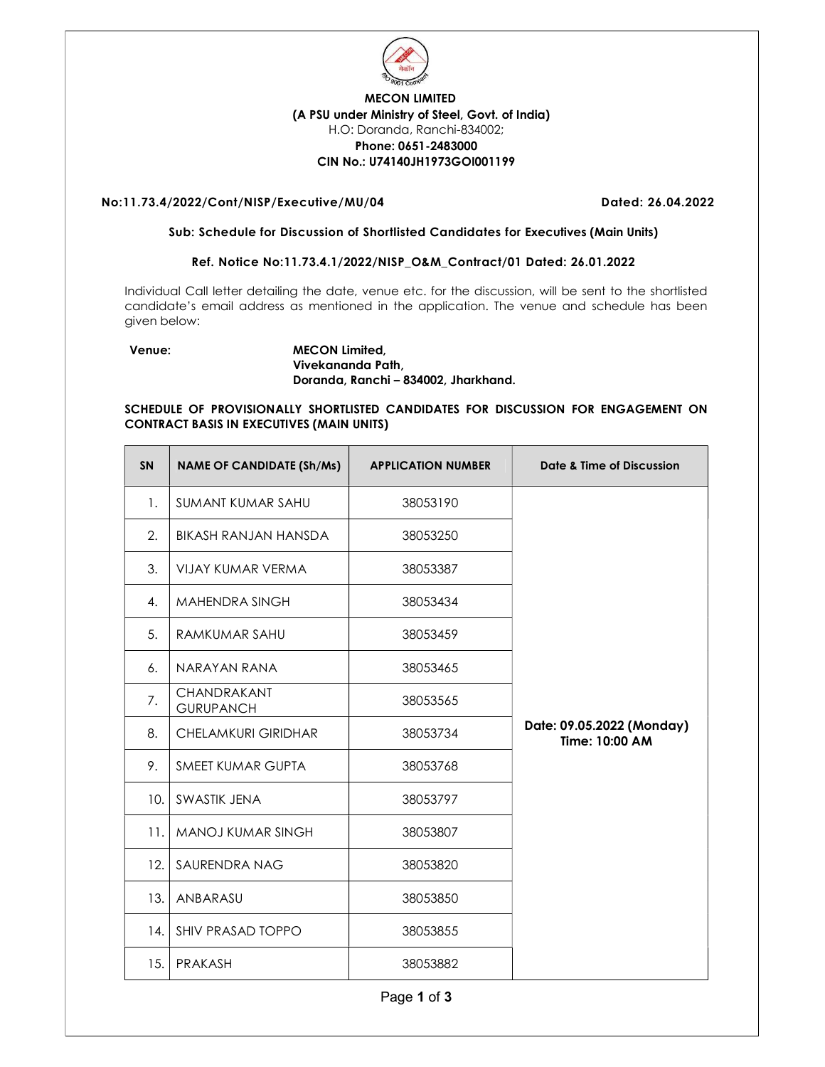**MECON LIMITED**
**(A PSU under Ministry of Steel, Govt. of India)**
H.O: Doranda, Ranchi-834002;
**Phone: 0651-2483000**
**CIN No.: U74140JH1973GOI001199**

**No:11.73.4/2022/Cont/NISP/Executive/MU/04** **Dated: 26.04.2022**

**Sub: Schedule for Discussion of Shortlisted Candidates for Executives (Main Units)**

**Ref. Notice No:11.73.4.1/2022/NISP_O&M_Contract/01 Dated: 26.01.2022**

Individual Call letter detailing the date, venue etc. for the discussion, will be sent to the shortlisted candidate's email address as mentioned in the application. The venue and schedule has been given below:

**Venue:** **MECON Limited,**
**Vivekananda Path,**
**Doranda, Ranchi – 834002, Jharkhand.**

**SCHEDULE OF PROVISIONALLY SHORTLISTED CANDIDATES FOR DISCUSSION FOR ENGAGEMENT ON CONTRACT BASIS IN EXECUTIVES (MAIN UNITS)**

| SN | NAME OF CANDIDATE (Sh/Ms) | APPLICATION NUMBER | Date & Time of Discussion |
|---|---|---|---|
| 1. | SUMANT KUMAR SAHU | 38053190 | **Date: 09.05.2022 (Monday) Time: 10:00 AM** |
| 2. | BIKASH RANJAN HANSDA | 38053250 | |
| 3. | VIJAY KUMAR VERMA | 38053387 | |
| 4. | MAHENDRA SINGH | 38053434 | |
| 5. | RAMKUMAR SAHU | 38053459 | |
| 6. | NARAYAN RANA | 38053465 | |
| 7. | CHANDRAKANT GURUPANCH | 38053565 | |
| 8. | CHELAMKURI GIRIDHAR | 38053734 | |
| 9. | SMEET KUMAR GUPTA | 38053768 | |
| 10. | SWASTIK JENA | 38053797 | |
| 11. | MANOJ KUMAR SINGH | 38053807 | |
| 12. | SAURENDRA NAG | 38053820 | |
| 13. | ANBARASU | 38053850 | |
| 14. | SHIV PRASAD TOPPO | 38053855 | |
| 15. | PRAKASH | 38053882 | |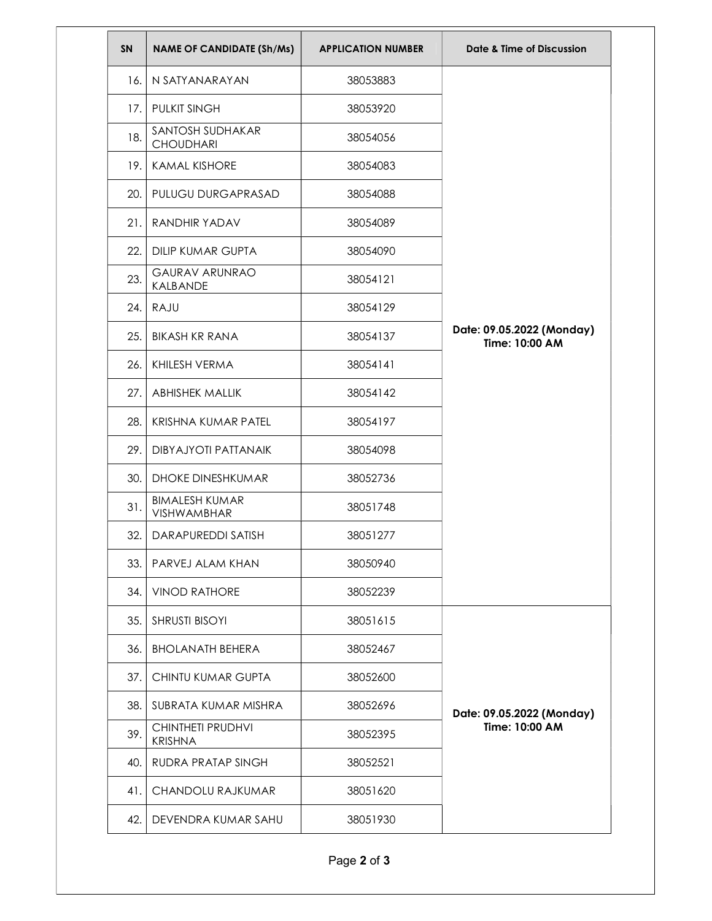| SN | NAME OF CANDIDATE (Sh/Ms) | APPLICATION NUMBER | Date & Time of Discussion |
|---|---|---|---|
| 16. | N SATYANARAYAN | 38053883 | **Date: 09.05.2022 (Monday) Time: 10:00 AM** |
| 17. | PULKIT SINGH | 38053920 | |
| 18. | SANTOSH SUDHAKAR CHOUDHARI | 38054056 | |
| 19. | KAMAL KISHORE | 38054083 | |
| 20. | PULUGU DURGAPRASAD | 38054088 | |
| 21. | RANDHIR YADAV | 38054089 | |
| 22. | DILIP KUMAR GUPTA | 38054090 | |
| 23. | GAURAV ARUNRAO KALBANDE | 38054121 | |
| 24. | RAJU | 38054129 | |
| 25. | BIKASH KR RANA | 38054137 | |
| 26. | KHILESH VERMA | 38054141 | |
| 27. | ABHISHEK MALLIK | 38054142 | |
| 28. | KRISHNA KUMAR PATEL | 38054197 | |
| 29. | DIBYAJYOTI PATTANAIK | 38054098 | |
| 30. | DHOKE DINESHKUMAR | 38052736 | |
| 31. | BIMALESH KUMAR VISHWAMBHAR | 38051748 | |
| 32. | DARAPUREDDI SATISH | 38051277 | |
| 33. | PARVEJ ALAM KHAN | 38050940 | |
| 34. | VINOD RATHORE | 38052239 | |
| 35. | SHRUSTI BISOYI | 38051615 | **Date: 09.05.2022 (Monday) Time: 10:00 AM** |
| 36. | BHOLANATH BEHERA | 38052467 | |
| 37. | CHINTU KUMAR GUPTA | 38052600 | |
| 38. | SUBRATA KUMAR MISHRA | 38052696 | |
| 39. | CHINTHETI PRUDHVI KRISHNA | 38052395 | |
| 40. | RUDRA PRATAP SINGH | 38052521 | |
| 41. | CHANDOLU RAJKUMAR | 38051620 | |
| 42. | DEVENDRA KUMAR SAHU | 38051930 | |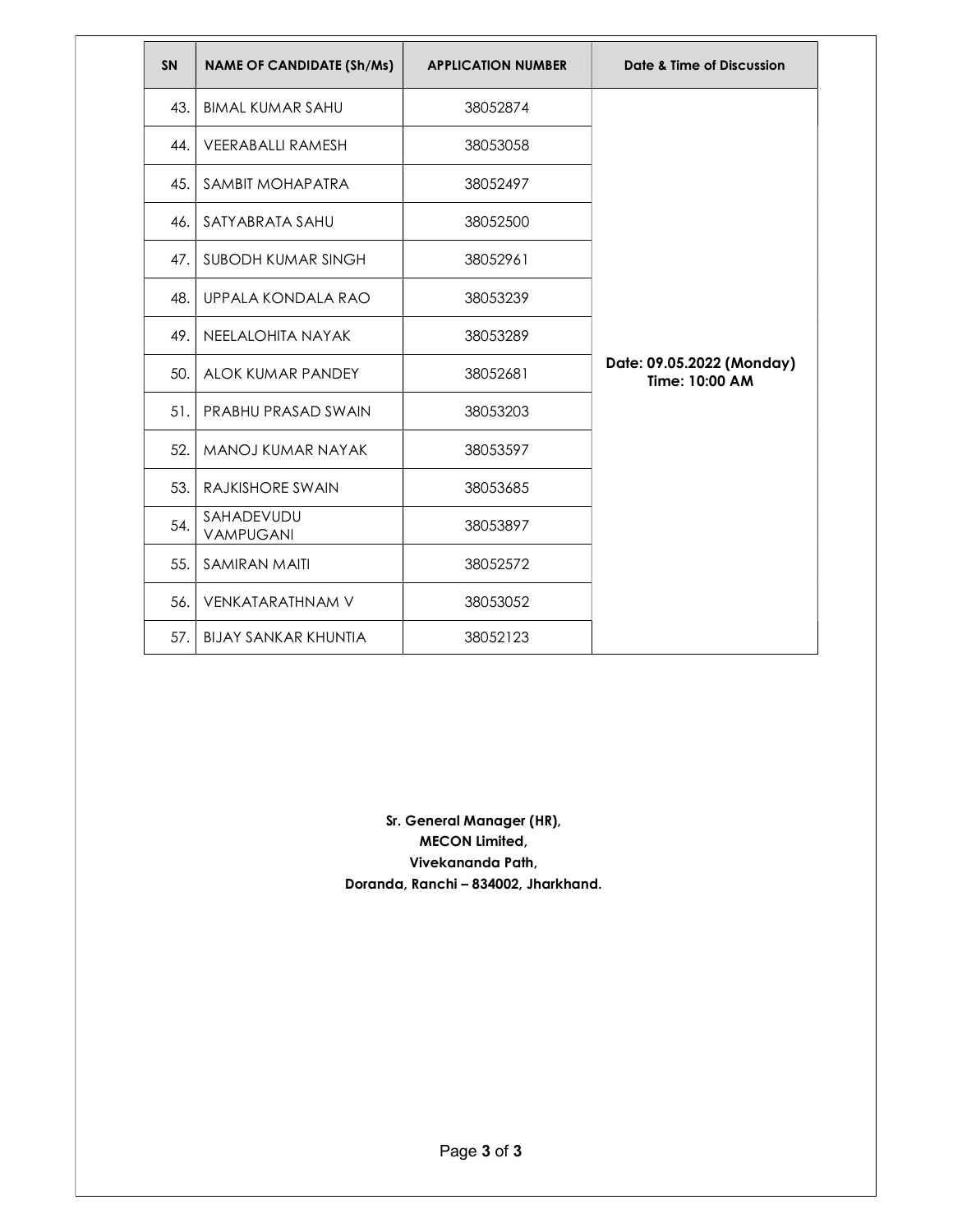| SN | NAME OF CANDIDATE (Sh/Ms) | APPLICATION NUMBER | Date & Time of Discussion |
|---|---|---|---|
| 43. | BIMAL KUMAR SAHU | 38052874 | **Date: 09.05.2022 (Monday) Time: 10:00 AM** |
| 44. | VEERABALLI RAMESH | 38053058 | |
| 45. | SAMBIT MOHAPATRA | 38052497 | |
| 46. | SATYABRATA SAHU | 38052500 | |
| 47. | SUBODH KUMAR SINGH | 38052961 | |
| 48. | UPPALA KONDALA RAO | 38053239 | |
| 49. | NEELALOHITA NAYAK | 38053289 | |
| 50. | ALOK KUMAR PANDEY | 38052681 | |
| 51. | PRABHU PRASAD SWAIN | 38053203 | |
| 52. | MANOJ KUMAR NAYAK | 38053597 | |
| 53. | RAJKISHORE SWAIN | 38053685 | |
| 54. | SAHADEVUDU VAMPUGANI | 38053897 | |
| 55. | SAMIRAN MAITI | 38052572 | |
| 56. | VENKATARATHNAM V | 38053052 | |
| 57. | BIJAY SANKAR KHUNTIA | 38052123 | |

**Sr. General Manager (HR),**
**MECON Limited,**
**Vivekananda Path,**
**Doranda, Ranchi – 834002, Jharkhand.**